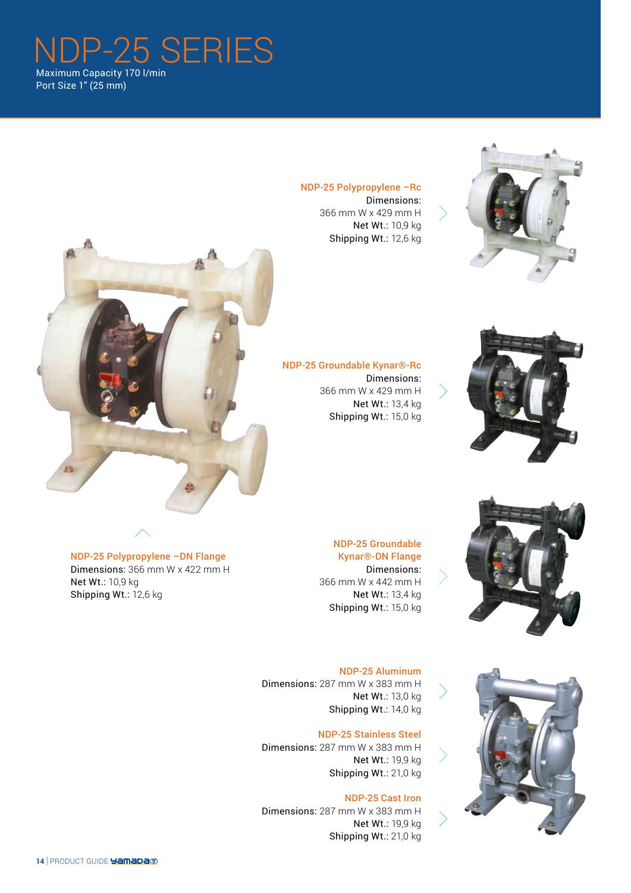# NDP-25 SERIES

Maximum Capacity 170 l/min
Port Size 1" (25 mm)

**NDP-25 Polypropylene –Rc**
Dimensions:
366 mm W x 429 mm H
Net Wt.: 10,9 kg
Shipping Wt.: 12,6 kg

**NDP-25 Groundable Kynar®-Rc**
Dimensions:
366 mm W x 429 mm H
Net Wt.: 13,4 kg
Shipping Wt.: 15,0 kg

**NDP-25 Polypropylene –DN Flange**
Dimensions: 366 mm W x 422 mm H
Net Wt.: 10,9 kg
Shipping Wt.: 12,6 kg

**NDP-25 Groundable Kynar®-DN Flange**
Dimensions:
366 mm W x 442 mm H
Net Wt.: 13,4 kg
Shipping Wt.: 15,0 kg

**NDP-25 Aluminum**
Dimensions: 287 mm W x 383 mm H
Net Wt.: 13,0 kg
Shipping Wt.: 14,0 kg

**NDP-25 Stainless Steel**
Dimensions: 287 mm W x 383 mm H
Net Wt.: 19,9 kg
Shipping Wt.: 21,0 kg

**NDP-25 Cast Iron**
Dimensions: 287 mm W x 383 mm H
Net Wt.: 19,9 kg
Shipping Wt.: 21,0 kg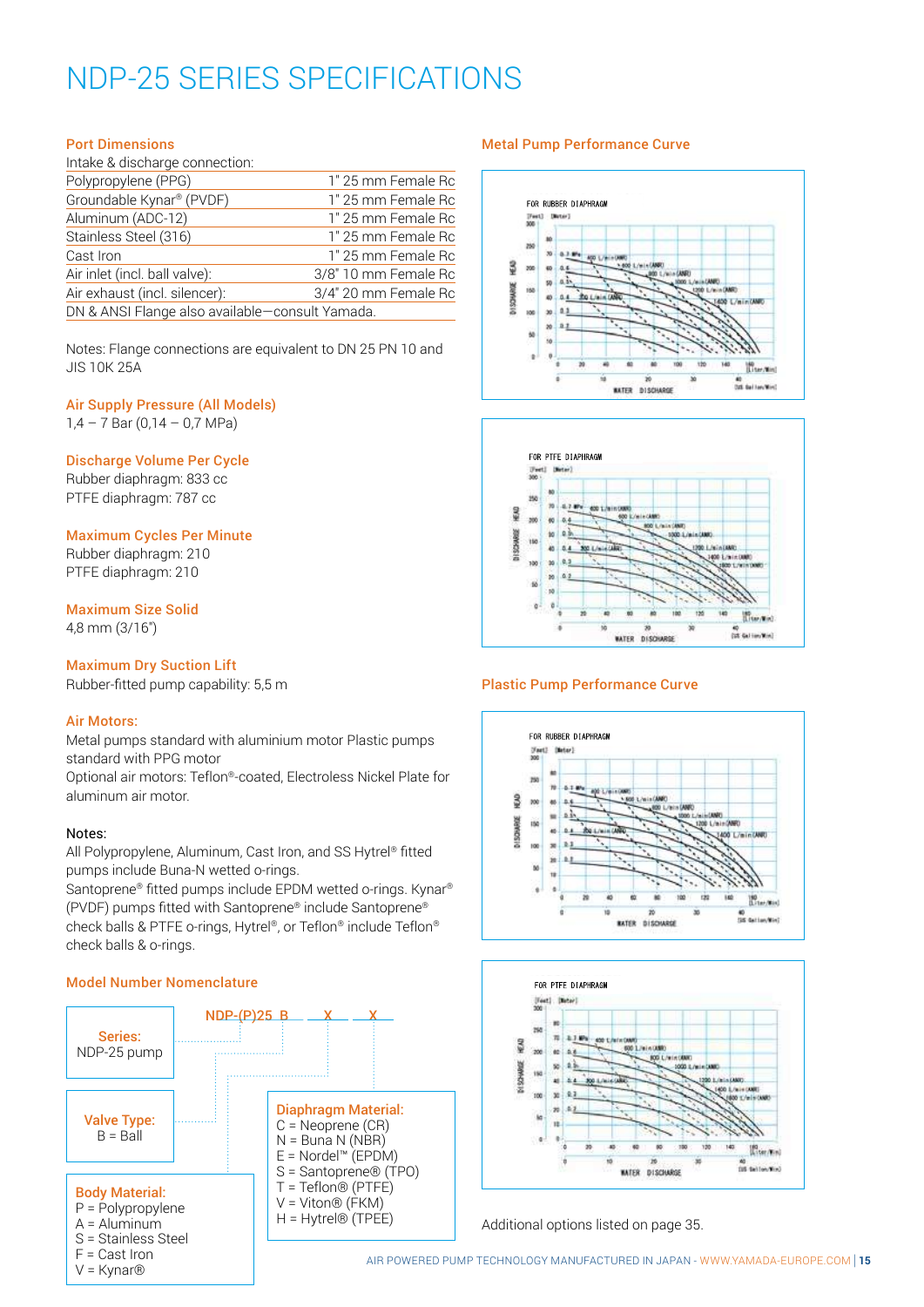# NDP-25 SERIES SPECIFICATIONS

### Port Dimensions

Intake & discharge connection:

| | |
|---|---|
| Polypropylene (PPG) | 1" 25 mm Female Rc |
| Groundable Kynar® (PVDF) | 1" 25 mm Female Rc |
| Aluminum (ADC-12) | 1" 25 mm Female Rc |
| Stainless Steel (316) | 1" 25 mm Female Rc |
| Cast Iron | 1" 25 mm Female Rc |
| Air inlet (incl. ball valve): | 3/8" 10 mm Female Rc |
| Air exhaust (incl. silencer): | 3/4" 20 mm Female Rc |
| DN & ANSI Flange also available—consult Yamada. | |

Notes: Flange connections are equivalent to DN 25 PN 10 and JIS 10K 25A

### Air Supply Pressure (All Models)

1,4 – 7 Bar (0,14 – 0,7 MPa)

### Discharge Volume Per Cycle

Rubber diaphragm: 833 cc
PTFE diaphragm: 787 cc

### Maximum Cycles Per Minute

Rubber diaphragm: 210
PTFE diaphragm: 210

### Maximum Size Solid

4,8 mm (3/16")

### Maximum Dry Suction Lift

Rubber-fitted pump capability: 5,5 m

### Air Motors:

Metal pumps standard with aluminium motor Plastic pumps standard with PPG motor
Optional air motors: Teflon®-coated, Electroless Nickel Plate for aluminum air motor.

Notes:
All Polypropylene, Aluminum, Cast Iron, and SS Hytrel® fitted pumps include Buna-N wetted o-rings.
Santoprene® fitted pumps include EPDM wetted o-rings. Kynar® (PVDF) pumps fitted with Santoprene® include Santoprene® check balls & PTFE o-rings, Hytrel®, or Teflon® include Teflon® check balls & o-rings.

### Model Number Nomenclature

NDP-(P)25 B __ X __ X

**Series:** NDP-25 pump

**Valve Type:** B = Ball

**Body Material:**
P = Polypropylene
A = Aluminum
S = Stainless Steel
F = Cast Iron
V = Kynar®

**Diaphragm Material:**
C = Neoprene (CR)
N = Buna N (NBR)
E = Nordel™ (EPDM)
S = Santoprene® (TPO)
T = Teflon® (PTFE)
V = Viton® (FKM)
H = Hytrel® (TPEE)

### Metal Pump Performance Curve

FOR RUBBER DIAPHRAGM
DISCHARGE HEAD [Feet] [Meter]
WATER DISCHARGE [Liter/Min] [US Gallon/Min]

FOR PTFE DIAPHRAGM
DISCHARGE HEAD [Feet] [Meter]
WATER DISCHARGE [Liter/Min] [US Gallon/Min]

### Plastic Pump Performance Curve

FOR RUBBER DIAPHRAGM
DISCHARGE HEAD [Feet] [Meter]
WATER DISCHARGE [Liter/Min] [US Gallon/Min]

FOR PTFE DIAPHRAGM
DISCHARGE HEAD [Feet] [Meter]
WATER DISCHARGE [Liter/Min] [US Gallon/Min]

Additional options listed on page 35.